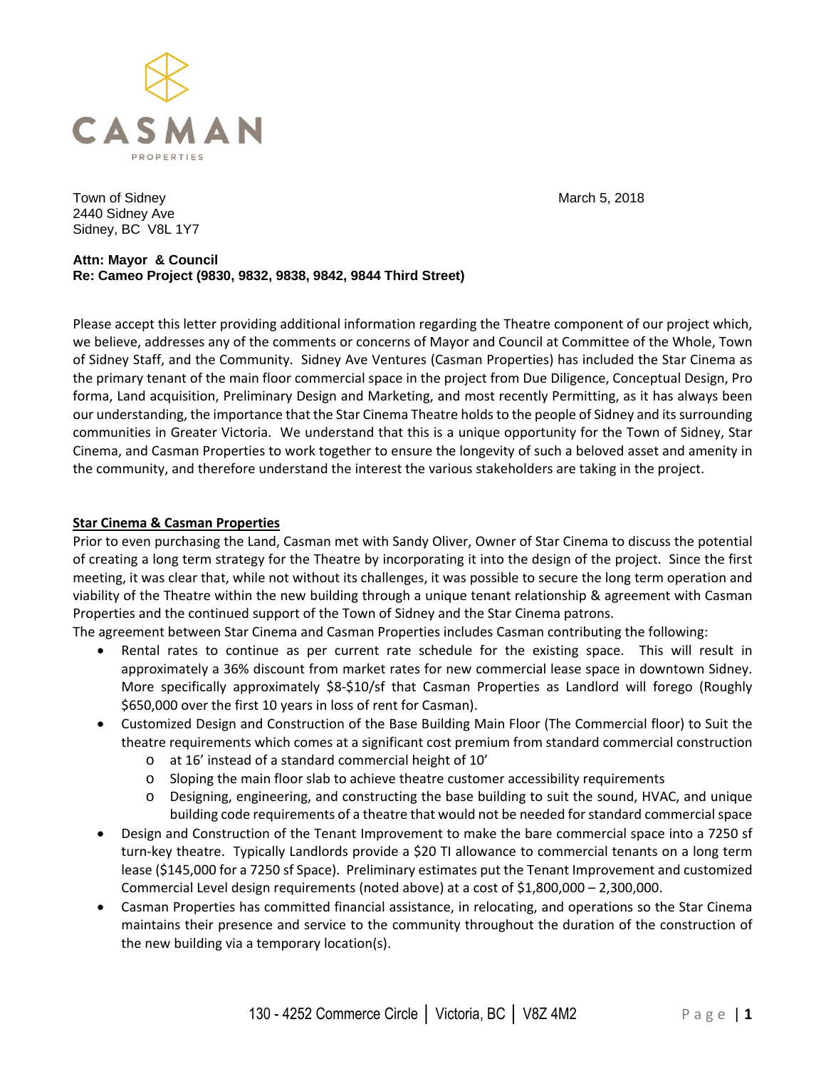CASMAN

PROPERTIES

Town of Sidney
2440 Sidney Ave
Sidney, BC V8L 1Y7

March 5, 2018

**Attn: Mayor & Council**
**Re: Cameo Project (9830, 9832, 9838, 9842, 9844 Third Street)**

Please accept this letter providing additional information regarding the Theatre component of our project which, we believe, addresses any of the comments or concerns of Mayor and Council at Committee of the Whole, Town of Sidney Staff, and the Community. Sidney Ave Ventures (Casman Properties) has included the Star Cinema as the primary tenant of the main floor commercial space in the project from Due Diligence, Conceptual Design, Pro forma, Land acquisition, Preliminary Design and Marketing, and most recently Permitting, as it has always been our understanding, the importance that the Star Cinema Theatre holds to the people of Sidney and its surrounding communities in Greater Victoria. We understand that this is a unique opportunity for the Town of Sidney, Star Cinema, and Casman Properties to work together to ensure the longevity of such a beloved asset and amenity in the community, and therefore understand the interest the various stakeholders are taking in the project.

**Star Cinema & Casman Properties**

Prior to even purchasing the Land, Casman met with Sandy Oliver, Owner of Star Cinema to discuss the potential of creating a long term strategy for the Theatre by incorporating it into the design of the project. Since the first meeting, it was clear that, while not without its challenges, it was possible to secure the long term operation and viability of the Theatre within the new building through a unique tenant relationship & agreement with Casman Properties and the continued support of the Town of Sidney and the Star Cinema patrons.

The agreement between Star Cinema and Casman Properties includes Casman contributing the following:

- Rental rates to continue as per current rate schedule for the existing space. This will result in approximately a 36% discount from market rates for new commercial lease space in downtown Sidney. More specifically approximately $8-$10/sf that Casman Properties as Landlord will forego (Roughly $650,000 over the first 10 years in loss of rent for Casman).
- Customized Design and Construction of the Base Building Main Floor (The Commercial floor) to Suit the theatre requirements which comes at a significant cost premium from standard commercial construction
  - at 16' instead of a standard commercial height of 10'
  - Sloping the main floor slab to achieve theatre customer accessibility requirements
  - Designing, engineering, and constructing the base building to suit the sound, HVAC, and unique building code requirements of a theatre that would not be needed for standard commercial space
- Design and Construction of the Tenant Improvement to make the bare commercial space into a 7250 sf turn-key theatre. Typically Landlords provide a $20 TI allowance to commercial tenants on a long term lease ($145,000 for a 7250 sf Space). Preliminary estimates put the Tenant Improvement and customized Commercial Level design requirements (noted above) at a cost of $1,800,000 – 2,300,000.
- Casman Properties has committed financial assistance, in relocating, and operations so the Star Cinema maintains their presence and service to the community throughout the duration of the construction of the new building via a temporary location(s).

130 - 4252 Commerce Circle | Victoria, BC | V8Z 4M2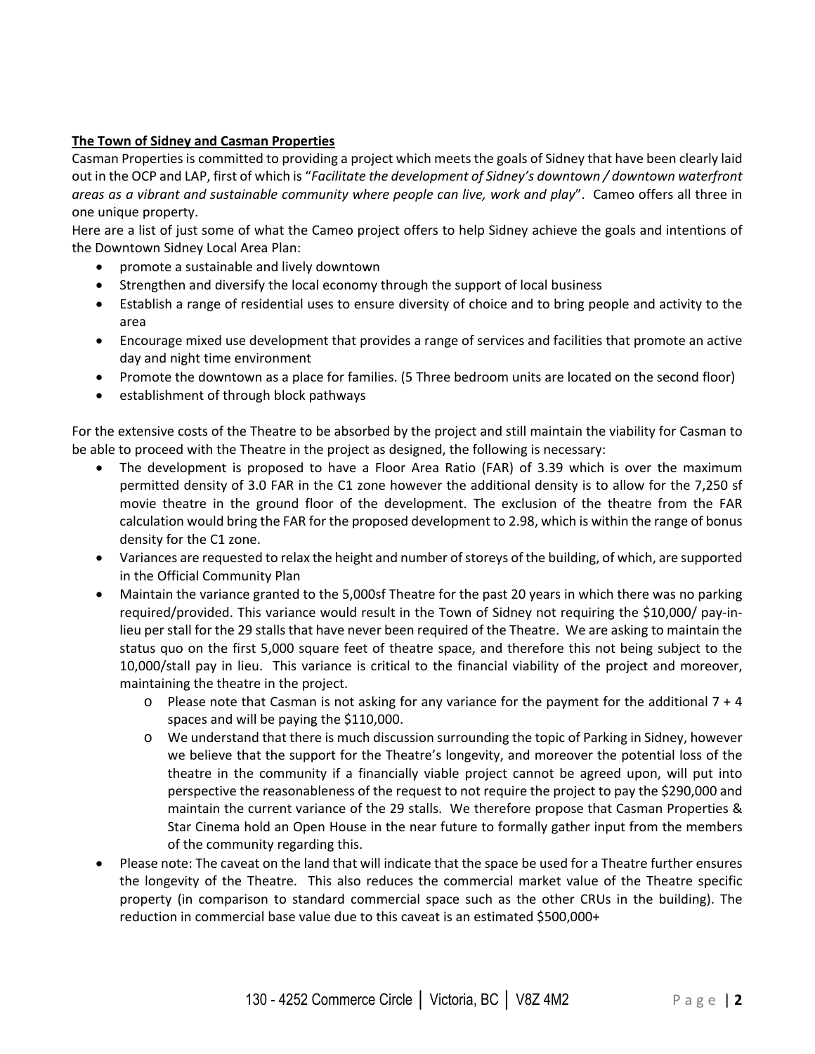**The Town of Sidney and Casman Properties**

Casman Properties is committed to providing a project which meets the goals of Sidney that have been clearly laid out in the OCP and LAP, first of which is "*Facilitate the development of Sidney's downtown / downtown waterfront areas as a vibrant and sustainable community where people can live, work and play*". Cameo offers all three in one unique property.

Here are a list of just some of what the Cameo project offers to help Sidney achieve the goals and intentions of the Downtown Sidney Local Area Plan:

- promote a sustainable and lively downtown
- Strengthen and diversify the local economy through the support of local business
- Establish a range of residential uses to ensure diversity of choice and to bring people and activity to the area
- Encourage mixed use development that provides a range of services and facilities that promote an active day and night time environment
- Promote the downtown as a place for families. (5 Three bedroom units are located on the second floor)
- establishment of through block pathways

For the extensive costs of the Theatre to be absorbed by the project and still maintain the viability for Casman to be able to proceed with the Theatre in the project as designed, the following is necessary:

- The development is proposed to have a Floor Area Ratio (FAR) of 3.39 which is over the maximum permitted density of 3.0 FAR in the C1 zone however the additional density is to allow for the 7,250 sf movie theatre in the ground floor of the development. The exclusion of the theatre from the FAR calculation would bring the FAR for the proposed development to 2.98, which is within the range of bonus density for the C1 zone.
- Variances are requested to relax the height and number of storeys of the building, of which, are supported in the Official Community Plan
- Maintain the variance granted to the 5,000sf Theatre for the past 20 years in which there was no parking required/provided. This variance would result in the Town of Sidney not requiring the $10,000/ pay-in-lieu per stall for the 29 stalls that have never been required of the Theatre. We are asking to maintain the status quo on the first 5,000 square feet of theatre space, and therefore this not being subject to the 10,000/stall pay in lieu. This variance is critical to the financial viability of the project and moreover, maintaining the theatre in the project.
  - Please note that Casman is not asking for any variance for the payment for the additional 7 + 4 spaces and will be paying the $110,000.
  - We understand that there is much discussion surrounding the topic of Parking in Sidney, however we believe that the support for the Theatre's longevity, and moreover the potential loss of the theatre in the community if a financially viable project cannot be agreed upon, will put into perspective the reasonableness of the request to not require the project to pay the $290,000 and maintain the current variance of the 29 stalls. We therefore propose that Casman Properties & Star Cinema hold an Open House in the near future to formally gather input from the members of the community regarding this.
- Please note: The caveat on the land that will indicate that the space be used for a Theatre further ensures the longevity of the Theatre. This also reduces the commercial market value of the Theatre specific property (in comparison to standard commercial space such as the other CRUs in the building). The reduction in commercial base value due to this caveat is an estimated $500,000+

130 - 4252 Commerce Circle | Victoria, BC | V8Z 4M2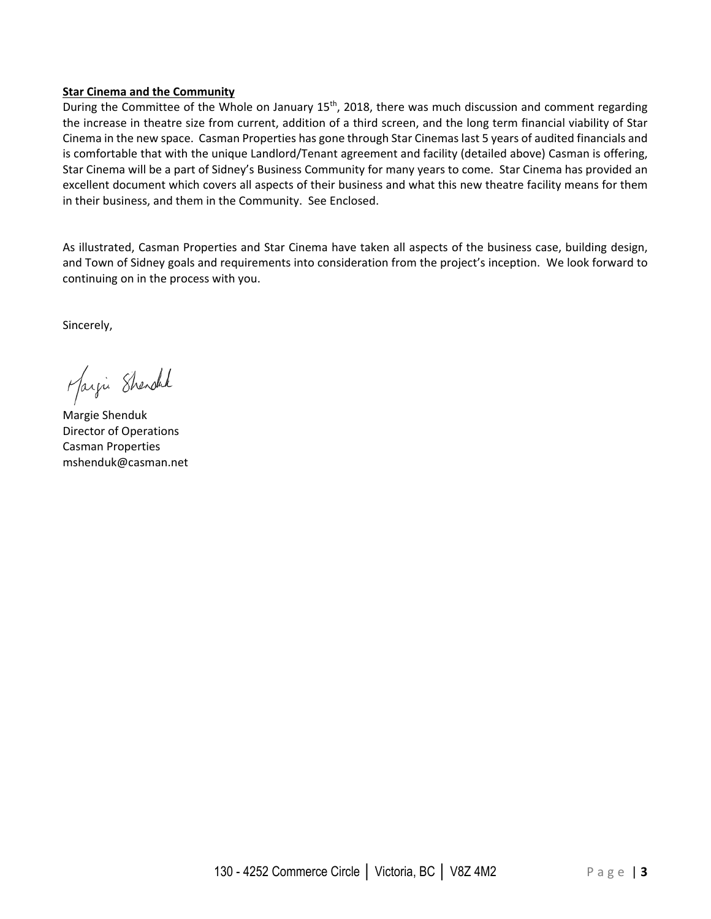**Star Cinema and the Community**

During the Committee of the Whole on January 15th, 2018, there was much discussion and comment regarding the increase in theatre size from current, addition of a third screen, and the long term financial viability of Star Cinema in the new space. Casman Properties has gone through Star Cinemas last 5 years of audited financials and is comfortable that with the unique Landlord/Tenant agreement and facility (detailed above) Casman is offering, Star Cinema will be a part of Sidney's Business Community for many years to come. Star Cinema has provided an excellent document which covers all aspects of their business and what this new theatre facility means for them in their business, and them in the Community. See Enclosed.

As illustrated, Casman Properties and Star Cinema have taken all aspects of the business case, building design, and Town of Sidney goals and requirements into consideration from the project's inception. We look forward to continuing on in the process with you.

Sincerely,

Margie Shenduk

Margie Shenduk
Director of Operations
Casman Properties
mshenduk@casman.net

130 - 4252 Commerce Circle | Victoria, BC | V8Z 4M2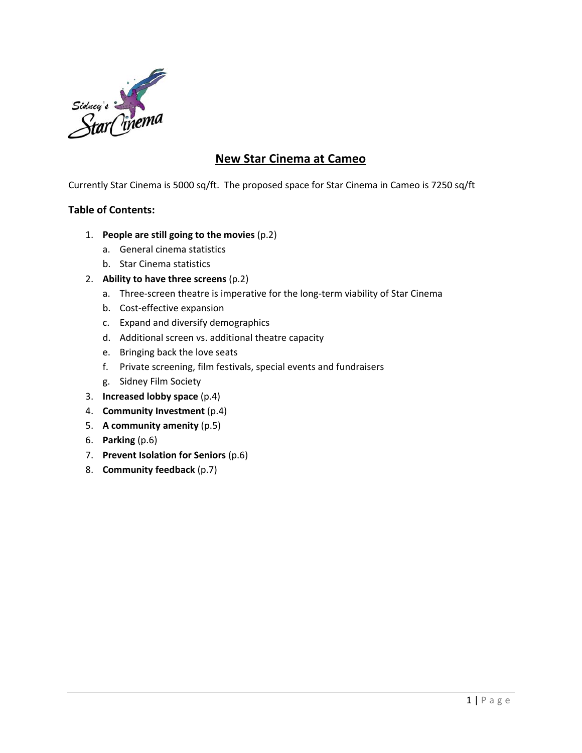# New Star Cinema at Cameo

Currently Star Cinema is 5000 sq/ft. The proposed space for Star Cinema in Cameo is 7250 sq/ft

### Table of Contents:

1. **People are still going to the movies** (p.2)
   a. General cinema statistics
   b. Star Cinema statistics
2. **Ability to have three screens** (p.2)
   a. Three-screen theatre is imperative for the long-term viability of Star Cinema
   b. Cost-effective expansion
   c. Expand and diversify demographics
   d. Additional screen vs. additional theatre capacity
   e. Bringing back the love seats
   f. Private screening, film festivals, special events and fundraisers
   g. Sidney Film Society
3. **Increased lobby space** (p.4)
4. **Community Investment** (p.4)
5. **A community amenity** (p.5)
6. **Parking** (p.6)
7. **Prevent Isolation for Seniors** (p.6)
8. **Community feedback** (p.7)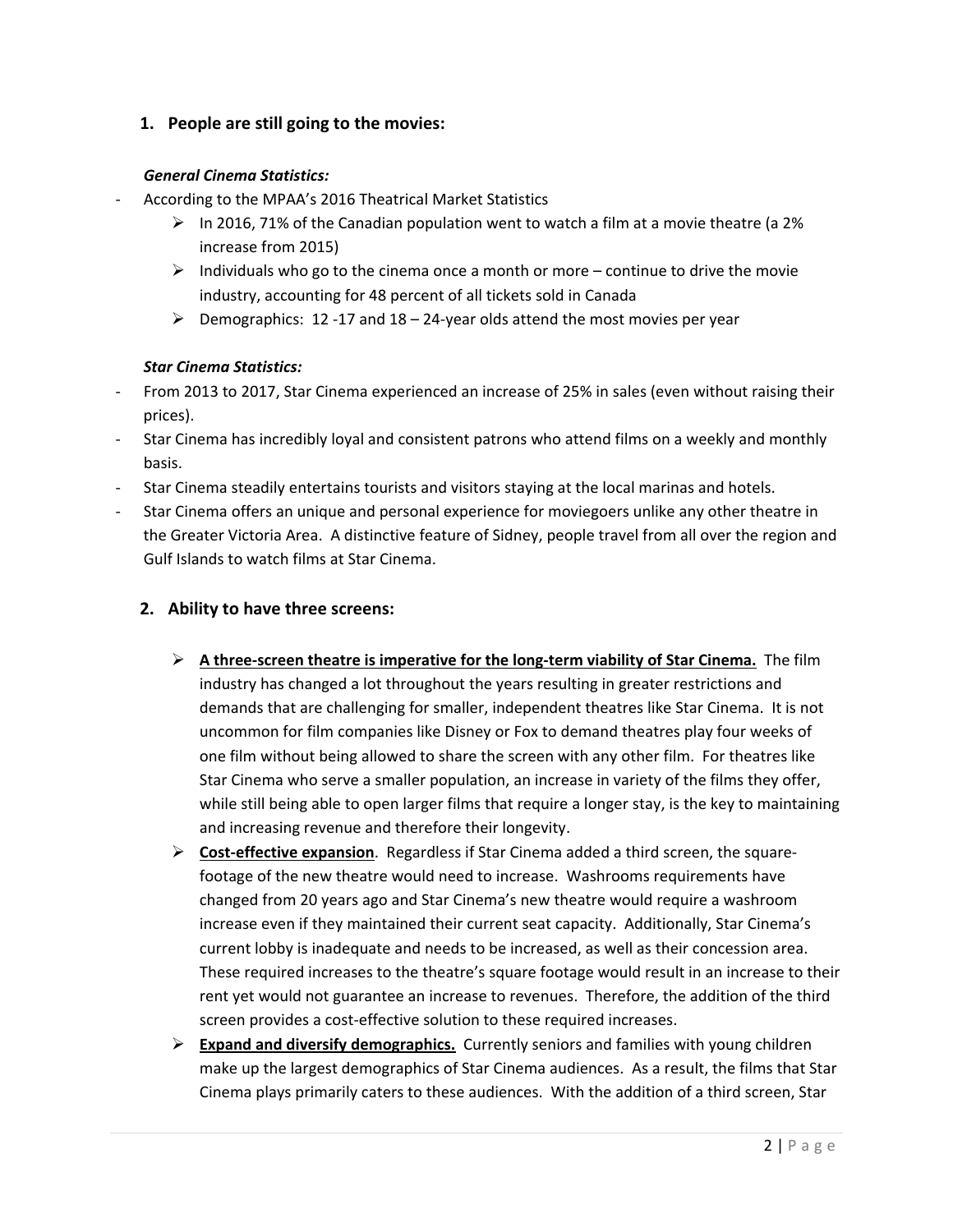## 1. People are still going to the movies:

***General Cinema Statistics:***

- According to the MPAA's 2016 Theatrical Market Statistics
  - In 2016, 71% of the Canadian population went to watch a film at a movie theatre (a 2% increase from 2015)
  - Individuals who go to the cinema once a month or more – continue to drive the movie industry, accounting for 48 percent of all tickets sold in Canada
  - Demographics: 12 -17 and 18 – 24-year olds attend the most movies per year

***Star Cinema Statistics:***

- From 2013 to 2017, Star Cinema experienced an increase of 25% in sales (even without raising their prices).
- Star Cinema has incredibly loyal and consistent patrons who attend films on a weekly and monthly basis.
- Star Cinema steadily entertains tourists and visitors staying at the local marinas and hotels.
- Star Cinema offers an unique and personal experience for moviegoers unlike any other theatre in the Greater Victoria Area. A distinctive feature of Sidney, people travel from all over the region and Gulf Islands to watch films at Star Cinema.

## 2. Ability to have three screens:

- **<u>A three-screen theatre is imperative for the long-term viability of Star Cinema.</u>** The film industry has changed a lot throughout the years resulting in greater restrictions and demands that are challenging for smaller, independent theatres like Star Cinema. It is not uncommon for film companies like Disney or Fox to demand theatres play four weeks of one film without being allowed to share the screen with any other film. For theatres like Star Cinema who serve a smaller population, an increase in variety of the films they offer, while still being able to open larger films that require a longer stay, is the key to maintaining and increasing revenue and therefore their longevity.
- **<u>Cost-effective expansion</u>**. Regardless if Star Cinema added a third screen, the square-footage of the new theatre would need to increase. Washrooms requirements have changed from 20 years ago and Star Cinema's new theatre would require a washroom increase even if they maintained their current seat capacity. Additionally, Star Cinema's current lobby is inadequate and needs to be increased, as well as their concession area. These required increases to the theatre's square footage would result in an increase to their rent yet would not guarantee an increase to revenues. Therefore, the addition of the third screen provides a cost-effective solution to these required increases.
- **<u>Expand and diversify demographics.</u>** Currently seniors and families with young children make up the largest demographics of Star Cinema audiences. As a result, the films that Star Cinema plays primarily caters to these audiences. With the addition of a third screen, Star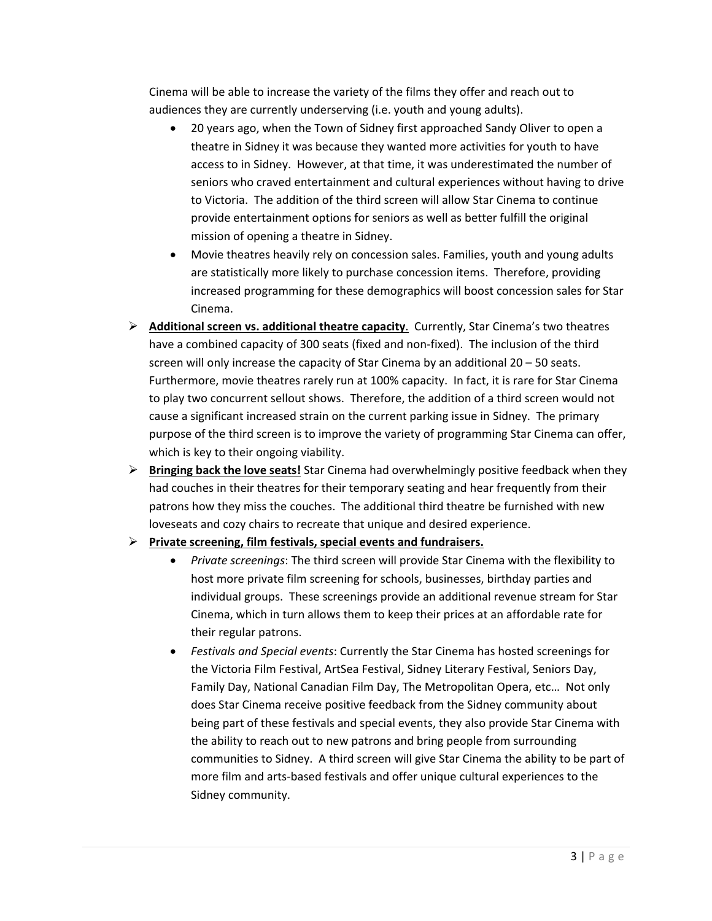Cinema will be able to increase the variety of the films they offer and reach out to audiences they are currently underserving (i.e. youth and young adults).

  - 20 years ago, when the Town of Sidney first approached Sandy Oliver to open a theatre in Sidney it was because they wanted more activities for youth to have access to in Sidney. However, at that time, it was underestimated the number of seniors who craved entertainment and cultural experiences without having to drive to Victoria. The addition of the third screen will allow Star Cinema to continue provide entertainment options for seniors as well as better fulfill the original mission of opening a theatre in Sidney.
  - Movie theatres heavily rely on concession sales. Families, youth and young adults are statistically more likely to purchase concession items. Therefore, providing increased programming for these demographics will boost concession sales for Star Cinema.

- **<u>Additional screen vs. additional theatre capacity</u>**. Currently, Star Cinema's two theatres have a combined capacity of 300 seats (fixed and non-fixed). The inclusion of the third screen will only increase the capacity of Star Cinema by an additional 20 – 50 seats. Furthermore, movie theatres rarely run at 100% capacity. In fact, it is rare for Star Cinema to play two concurrent sellout shows. Therefore, the addition of a third screen would not cause a significant increased strain on the current parking issue in Sidney. The primary purpose of the third screen is to improve the variety of programming Star Cinema can offer, which is key to their ongoing viability.
- **<u>Bringing back the love seats!</u>** Star Cinema had overwhelmingly positive feedback when they had couches in their theatres for their temporary seating and hear frequently from their patrons how they miss the couches. The additional third theatre be furnished with new loveseats and cozy chairs to recreate that unique and desired experience.
- **<u>Private screening, film festivals, special events and fundraisers.</u>**
  - *Private screenings*: The third screen will provide Star Cinema with the flexibility to host more private film screening for schools, businesses, birthday parties and individual groups. These screenings provide an additional revenue stream for Star Cinema, which in turn allows them to keep their prices at an affordable rate for their regular patrons.
  - *Festivals and Special events*: Currently the Star Cinema has hosted screenings for the Victoria Film Festival, ArtSea Festival, Sidney Literary Festival, Seniors Day, Family Day, National Canadian Film Day, The Metropolitan Opera, etc… Not only does Star Cinema receive positive feedback from the Sidney community about being part of these festivals and special events, they also provide Star Cinema with the ability to reach out to new patrons and bring people from surrounding communities to Sidney. A third screen will give Star Cinema the ability to be part of more film and arts-based festivals and offer unique cultural experiences to the Sidney community.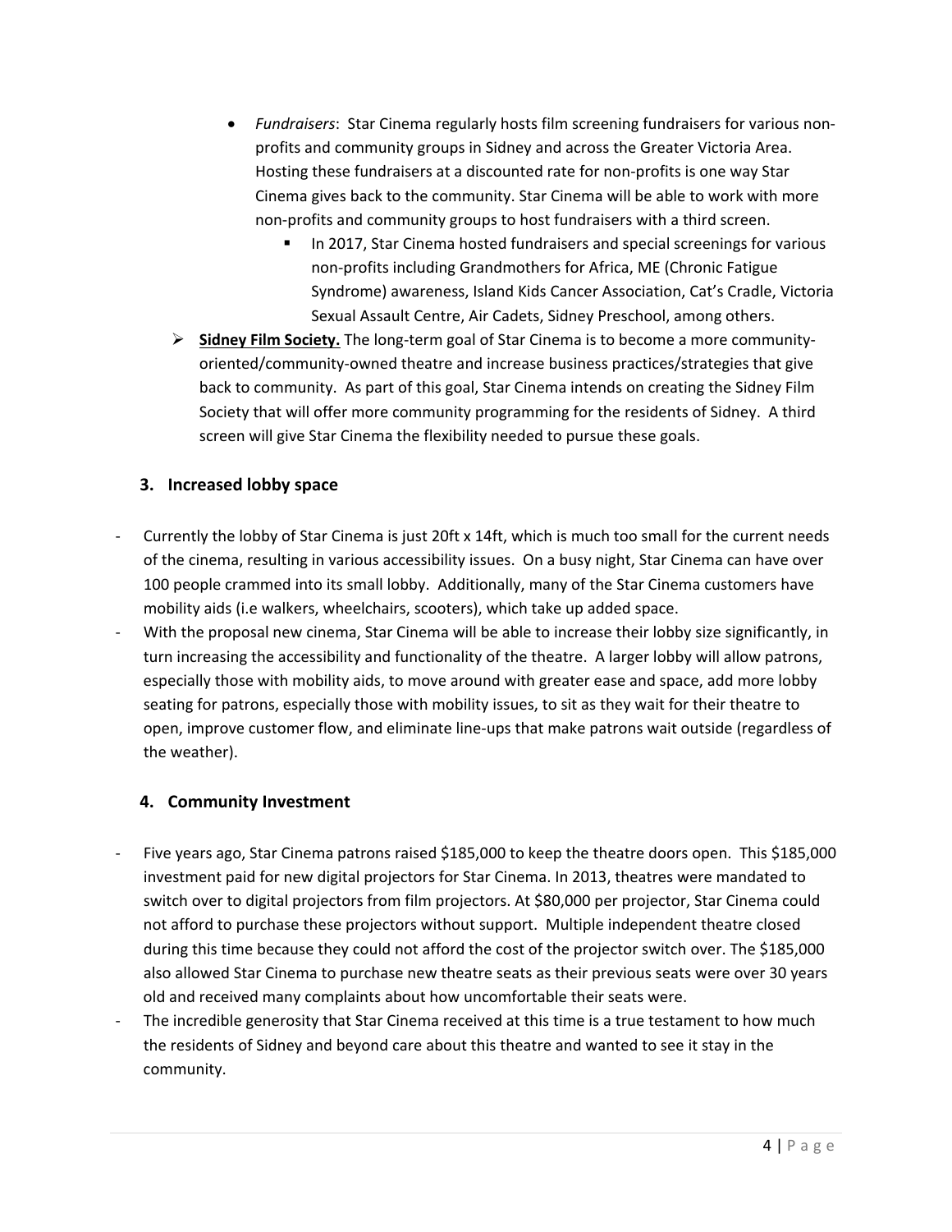- *Fundraisers*: Star Cinema regularly hosts film screening fundraisers for various non-profits and community groups in Sidney and across the Greater Victoria Area. Hosting these fundraisers at a discounted rate for non-profits is one way Star Cinema gives back to the community. Star Cinema will be able to work with more non-profits and community groups to host fundraisers with a third screen.
  - In 2017, Star Cinema hosted fundraisers and special screenings for various non-profits including Grandmothers for Africa, ME (Chronic Fatigue Syndrome) awareness, Island Kids Cancer Association, Cat's Cradle, Victoria Sexual Assault Centre, Air Cadets, Sidney Preschool, among others.

➢ **Sidney Film Society.** The long-term goal of Star Cinema is to become a more community-oriented/community-owned theatre and increase business practices/strategies that give back to community. As part of this goal, Star Cinema intends on creating the Sidney Film Society that will offer more community programming for the residents of Sidney. A third screen will give Star Cinema the flexibility needed to pursue these goals.

### 3. Increased lobby space

- Currently the lobby of Star Cinema is just 20ft x 14ft, which is much too small for the current needs of the cinema, resulting in various accessibility issues. On a busy night, Star Cinema can have over 100 people crammed into its small lobby. Additionally, many of the Star Cinema customers have mobility aids (i.e walkers, wheelchairs, scooters), which take up added space.
- With the proposal new cinema, Star Cinema will be able to increase their lobby size significantly, in turn increasing the accessibility and functionality of the theatre. A larger lobby will allow patrons, especially those with mobility aids, to move around with greater ease and space, add more lobby seating for patrons, especially those with mobility issues, to sit as they wait for their theatre to open, improve customer flow, and eliminate line-ups that make patrons wait outside (regardless of the weather).

### 4. Community Investment

- Five years ago, Star Cinema patrons raised $185,000 to keep the theatre doors open. This $185,000 investment paid for new digital projectors for Star Cinema. In 2013, theatres were mandated to switch over to digital projectors from film projectors. At $80,000 per projector, Star Cinema could not afford to purchase these projectors without support. Multiple independent theatre closed during this time because they could not afford the cost of the projector switch over. The $185,000 also allowed Star Cinema to purchase new theatre seats as their previous seats were over 30 years old and received many complaints about how uncomfortable their seats were.
- The incredible generosity that Star Cinema received at this time is a true testament to how much the residents of Sidney and beyond care about this theatre and wanted to see it stay in the community.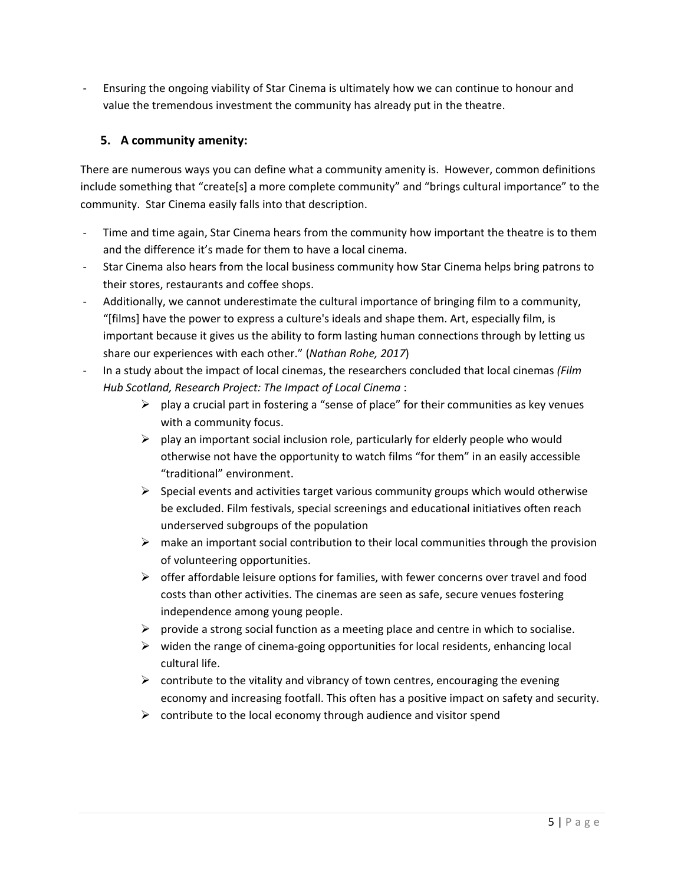- Ensuring the ongoing viability of Star Cinema is ultimately how we can continue to honour and value the tremendous investment the community has already put in the theatre.

## 5. A community amenity:

There are numerous ways you can define what a community amenity is. However, common definitions include something that "create[s] a more complete community" and "brings cultural importance" to the community. Star Cinema easily falls into that description.

- Time and time again, Star Cinema hears from the community how important the theatre is to them and the difference it's made for them to have a local cinema.
- Star Cinema also hears from the local business community how Star Cinema helps bring patrons to their stores, restaurants and coffee shops.
- Additionally, we cannot underestimate the cultural importance of bringing film to a community, "[films] have the power to express a culture's ideals and shape them. Art, especially film, is important because it gives us the ability to form lasting human connections through by letting us share our experiences with each other." (*Nathan Rohe, 2017*)
- In a study about the impact of local cinemas, the researchers concluded that local cinemas *(Film Hub Scotland, Research Project: The Impact of Local Cinema* :
    - play a crucial part in fostering a "sense of place" for their communities as key venues with a community focus.
    - play an important social inclusion role, particularly for elderly people who would otherwise not have the opportunity to watch films "for them" in an easily accessible "traditional" environment.
    - Special events and activities target various community groups which would otherwise be excluded. Film festivals, special screenings and educational initiatives often reach underserved subgroups of the population
    - make an important social contribution to their local communities through the provision of volunteering opportunities.
    - offer affordable leisure options for families, with fewer concerns over travel and food costs than other activities. The cinemas are seen as safe, secure venues fostering independence among young people.
    - provide a strong social function as a meeting place and centre in which to socialise.
    - widen the range of cinema-going opportunities for local residents, enhancing local cultural life.
    - contribute to the vitality and vibrancy of town centres, encouraging the evening economy and increasing footfall. This often has a positive impact on safety and security.
    - contribute to the local economy through audience and visitor spend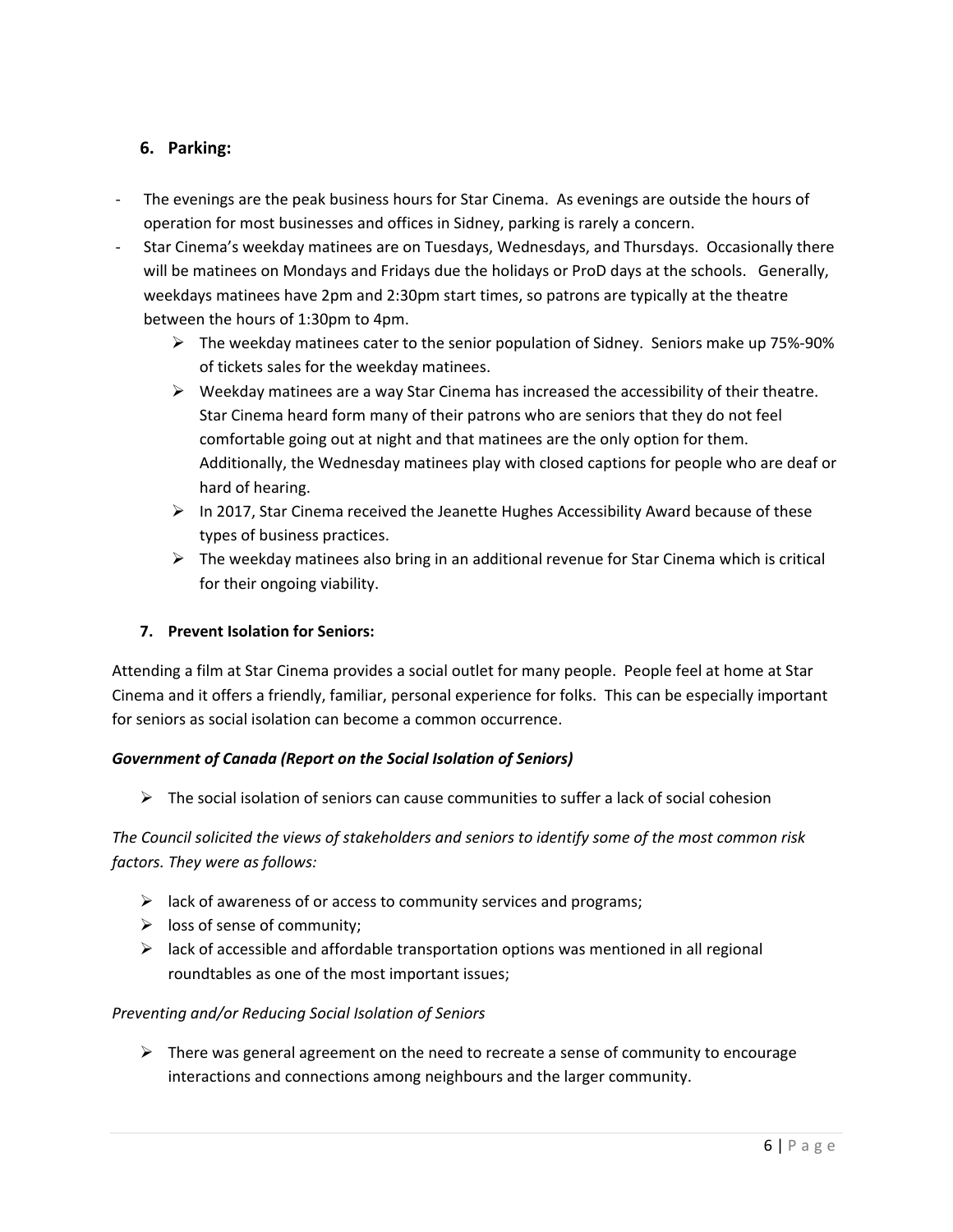## 6. Parking:

- The evenings are the peak business hours for Star Cinema. As evenings are outside the hours of operation for most businesses and offices in Sidney, parking is rarely a concern.
- Star Cinema's weekday matinees are on Tuesdays, Wednesdays, and Thursdays. Occasionally there will be matinees on Mondays and Fridays due the holidays or ProD days at the schools. Generally, weekdays matinees have 2pm and 2:30pm start times, so patrons are typically at the theatre between the hours of 1:30pm to 4pm.
    - The weekday matinees cater to the senior population of Sidney. Seniors make up 75%-90% of tickets sales for the weekday matinees.
    - Weekday matinees are a way Star Cinema has increased the accessibility of their theatre. Star Cinema heard form many of their patrons who are seniors that they do not feel comfortable going out at night and that matinees are the only option for them. Additionally, the Wednesday matinees play with closed captions for people who are deaf or hard of hearing.
    - In 2017, Star Cinema received the Jeanette Hughes Accessibility Award because of these types of business practices.
    - The weekday matinees also bring in an additional revenue for Star Cinema which is critical for their ongoing viability.

## 7. Prevent Isolation for Seniors:

Attending a film at Star Cinema provides a social outlet for many people. People feel at home at Star Cinema and it offers a friendly, familiar, personal experience for folks. This can be especially important for seniors as social isolation can become a common occurrence.

***Government of Canada (Report on the Social Isolation of Seniors)***

- The social isolation of seniors can cause communities to suffer a lack of social cohesion

*The Council solicited the views of stakeholders and seniors to identify some of the most common risk factors. They were as follows:*

- lack of awareness of or access to community services and programs;
- loss of sense of community;
- lack of accessible and affordable transportation options was mentioned in all regional roundtables as one of the most important issues;

*Preventing and/or Reducing Social Isolation of Seniors*

- There was general agreement on the need to recreate a sense of community to encourage interactions and connections among neighbours and the larger community.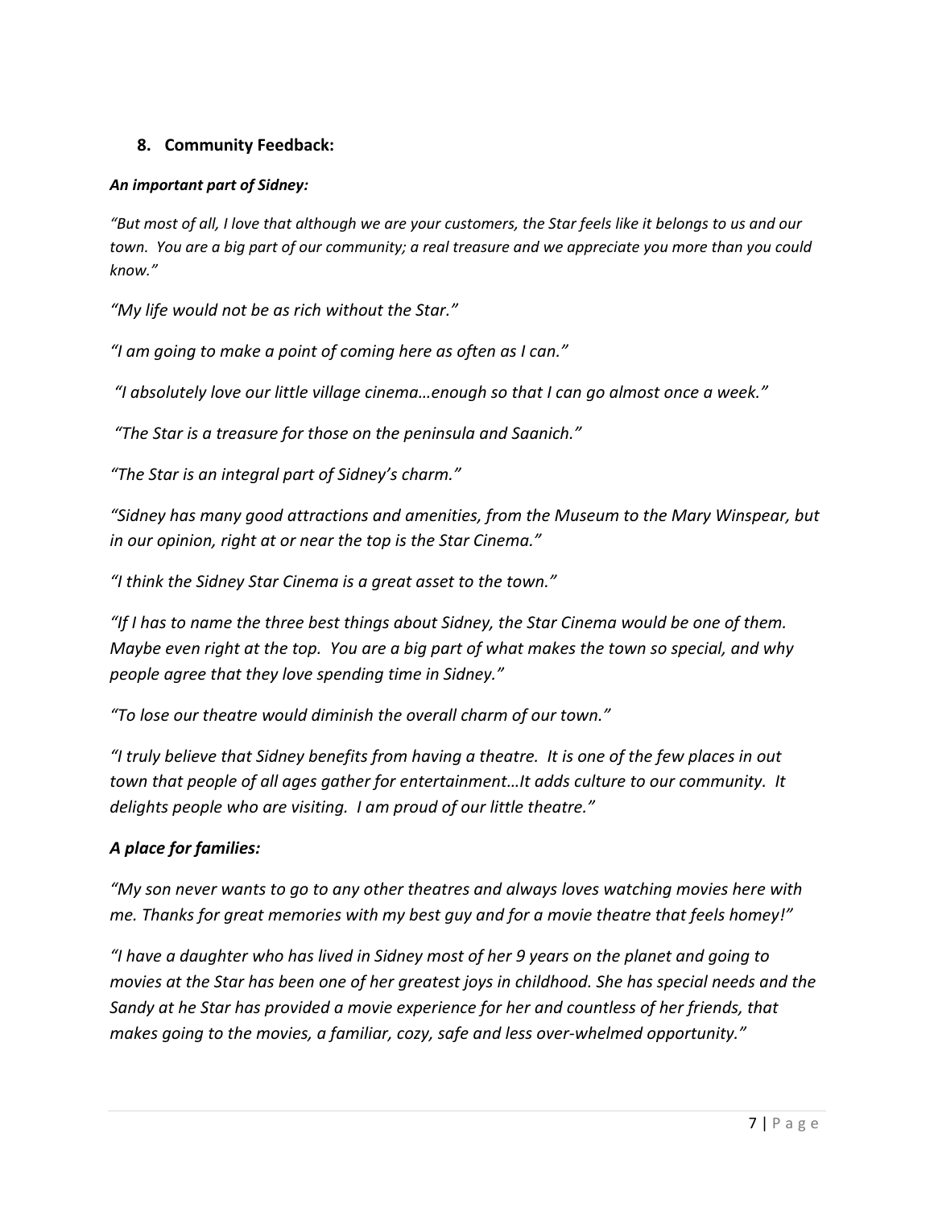## 8. Community Feedback:

***An important part of Sidney:***

*"But most of all, I love that although we are your customers, the Star feels like it belongs to us and our town. You are a big part of our community; a real treasure and we appreciate you more than you could know."*

*"My life would not be as rich without the Star."*

*"I am going to make a point of coming here as often as I can."*

*"I absolutely love our little village cinema…enough so that I can go almost once a week."*

*"The Star is a treasure for those on the peninsula and Saanich."*

*"The Star is an integral part of Sidney's charm."*

*"Sidney has many good attractions and amenities, from the Museum to the Mary Winspear, but in our opinion, right at or near the top is the Star Cinema."*

*"I think the Sidney Star Cinema is a great asset to the town."*

*"If I has to name the three best things about Sidney, the Star Cinema would be one of them. Maybe even right at the top. You are a big part of what makes the town so special, and why people agree that they love spending time in Sidney."*

*"To lose our theatre would diminish the overall charm of our town."*

*"I truly believe that Sidney benefits from having a theatre. It is one of the few places in out town that people of all ages gather for entertainment…It adds culture to our community. It delights people who are visiting. I am proud of our little theatre."*

***A place for families:***

*"My son never wants to go to any other theatres and always loves watching movies here with me. Thanks for great memories with my best guy and for a movie theatre that feels homey!"*

*"I have a daughter who has lived in Sidney most of her 9 years on the planet and going to movies at the Star has been one of her greatest joys in childhood. She has special needs and the Sandy at he Star has provided a movie experience for her and countless of her friends, that makes going to the movies, a familiar, cozy, safe and less over-whelmed opportunity."*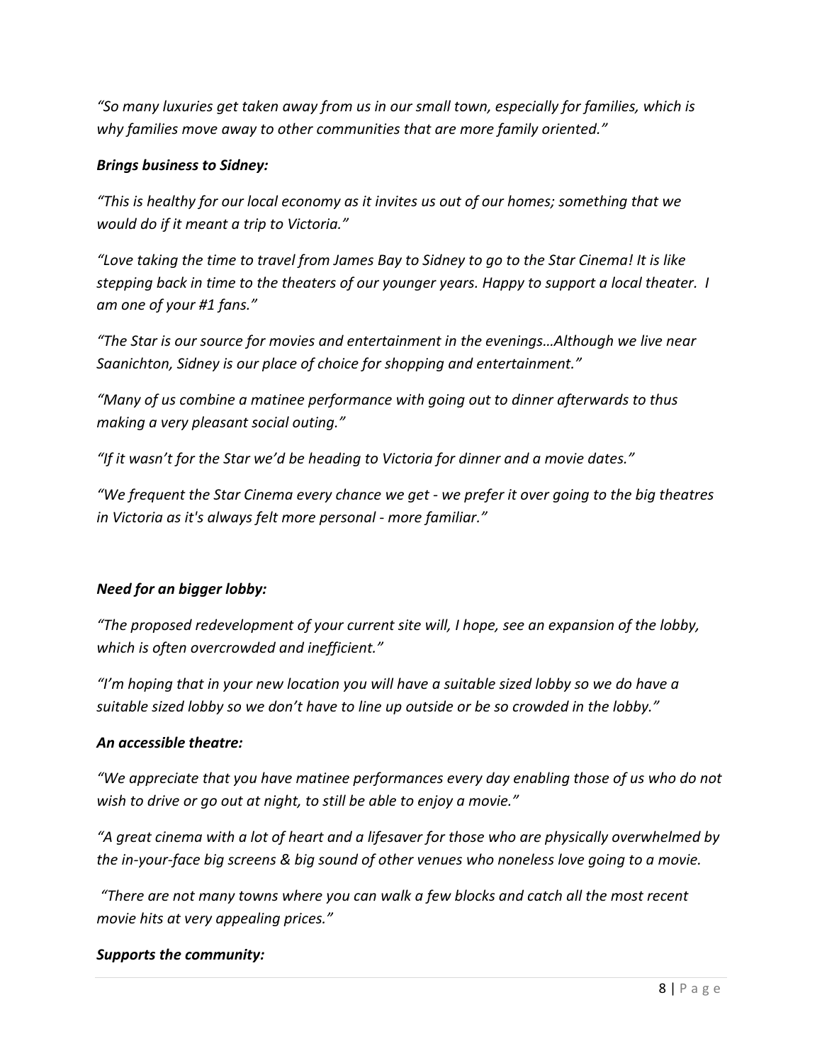*"So many luxuries get taken away from us in our small town, especially for families, which is why families move away to other communities that are more family oriented."*

***Brings business to Sidney:***

*"This is healthy for our local economy as it invites us out of our homes; something that we would do if it meant a trip to Victoria."*

*"Love taking the time to travel from James Bay to Sidney to go to the Star Cinema! It is like stepping back in time to the theaters of our younger years. Happy to support a local theater. I am one of your #1 fans."*

*"The Star is our source for movies and entertainment in the evenings…Although we live near Saanichton, Sidney is our place of choice for shopping and entertainment."*

*"Many of us combine a matinee performance with going out to dinner afterwards to thus making a very pleasant social outing."*

*"If it wasn't for the Star we'd be heading to Victoria for dinner and a movie dates."*

*"We frequent the Star Cinema every chance we get - we prefer it over going to the big theatres in Victoria as it's always felt more personal - more familiar."*

***Need for an bigger lobby:***

*"The proposed redevelopment of your current site will, I hope, see an expansion of the lobby, which is often overcrowded and inefficient."*

*"I'm hoping that in your new location you will have a suitable sized lobby so we do have a suitable sized lobby so we don't have to line up outside or be so crowded in the lobby."*

***An accessible theatre:***

*"We appreciate that you have matinee performances every day enabling those of us who do not wish to drive or go out at night, to still be able to enjoy a movie."*

*"A great cinema with a lot of heart and a lifesaver for those who are physically overwhelmed by the in-your-face big screens & big sound of other venues who noneless love going to a movie.*

*"There are not many towns where you can walk a few blocks and catch all the most recent movie hits at very appealing prices."*

***Supports the community:***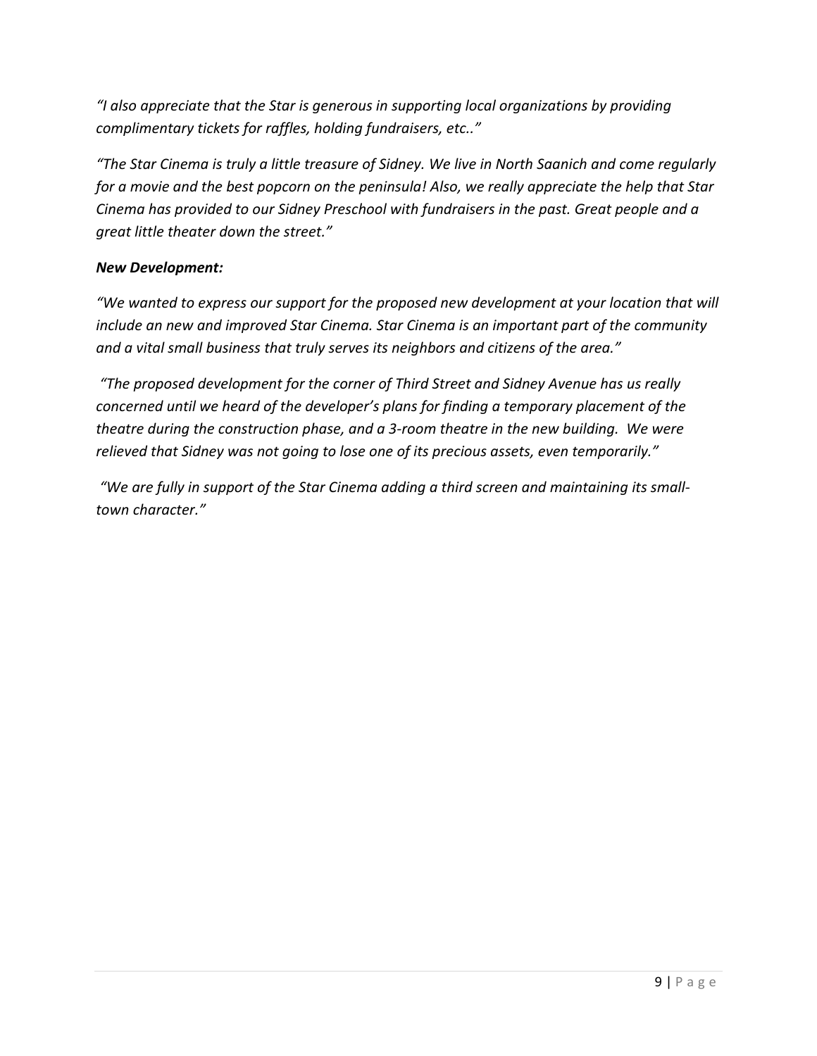*"I also appreciate that the Star is generous in supporting local organizations by providing complimentary tickets for raffles, holding fundraisers, etc.."*

*"The Star Cinema is truly a little treasure of Sidney. We live in North Saanich and come regularly for a movie and the best popcorn on the peninsula! Also, we really appreciate the help that Star Cinema has provided to our Sidney Preschool with fundraisers in the past. Great people and a great little theater down the street."*

***New Development:***

*"We wanted to express our support for the proposed new development at your location that will include an new and improved Star Cinema. Star Cinema is an important part of the community and a vital small business that truly serves its neighbors and citizens of the area."*

*"The proposed development for the corner of Third Street and Sidney Avenue has us really concerned until we heard of the developer's plans for finding a temporary placement of the theatre during the construction phase, and a 3-room theatre in the new building. We were relieved that Sidney was not going to lose one of its precious assets, even temporarily."*

*"We are fully in support of the Star Cinema adding a third screen and maintaining its small-town character."*